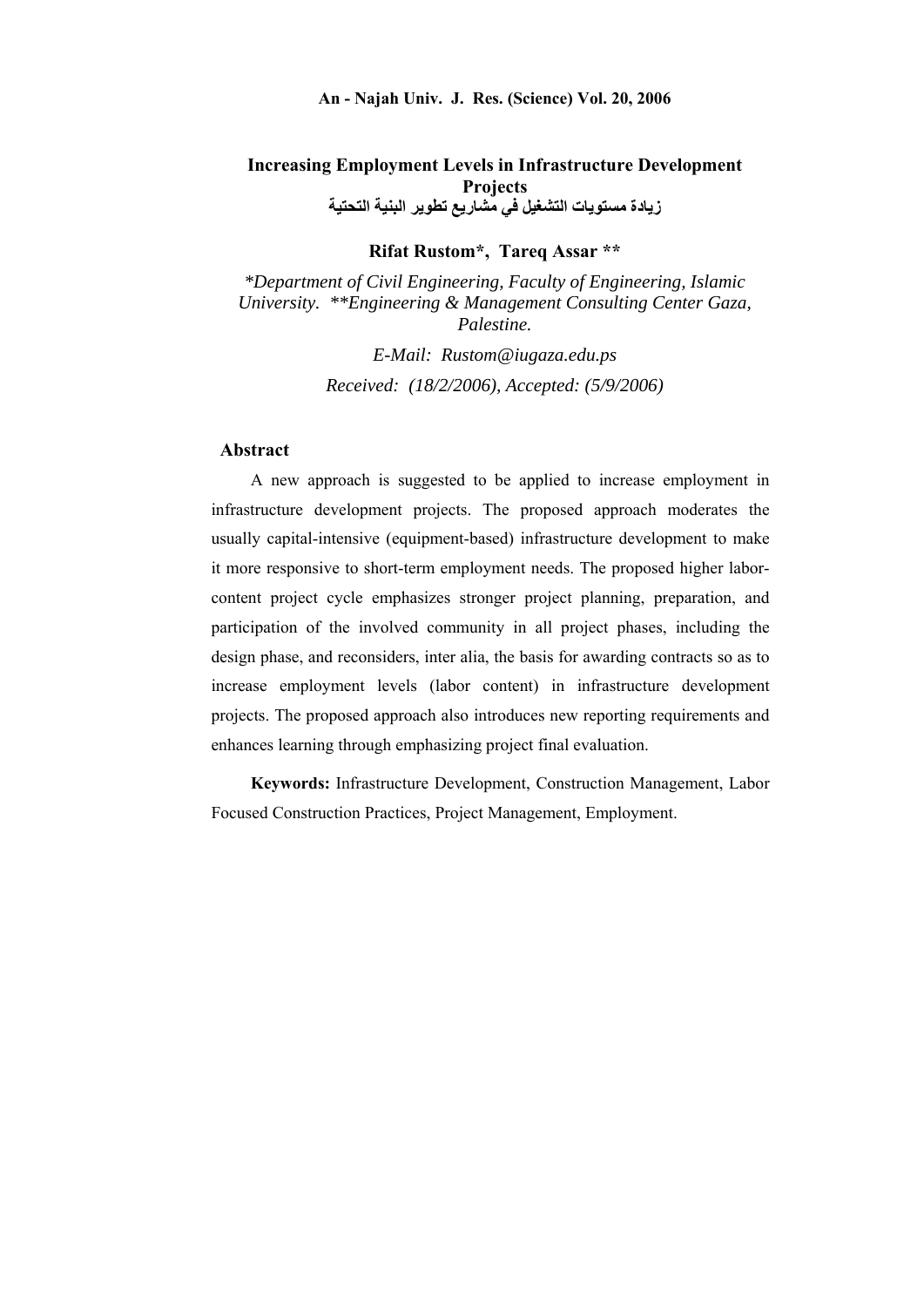# Increasing Employment Levels in Infrastructure Development Projects

# زيادة مستويات التشغيل في مشاريع تطوير البنية التحتية

**Rifat Rustom*, Tareq Assar ****

*\*Department of Civil Engineering, Faculty of Engineering, Islamic University. \*\*Engineering & Management Consulting Center Gaza, Palestine.*

*E-Mail: Rustom@iugaza.edu.ps*

*Received: (18/2/2006), Accepted: (5/9/2006)*

## Abstract

A new approach is suggested to be applied to increase employment in infrastructure development projects. The proposed approach moderates the usually capital-intensive (equipment-based) infrastructure development to make it more responsive to short-term employment needs. The proposed higher labor-content project cycle emphasizes stronger project planning, preparation, and participation of the involved community in all project phases, including the design phase, and reconsiders, inter alia, the basis for awarding contracts so as to increase employment levels (labor content) in infrastructure development projects. The proposed approach also introduces new reporting requirements and enhances learning through emphasizing project final evaluation.

**Keywords:** Infrastructure Development, Construction Management, Labor Focused Construction Practices, Project Management, Employment.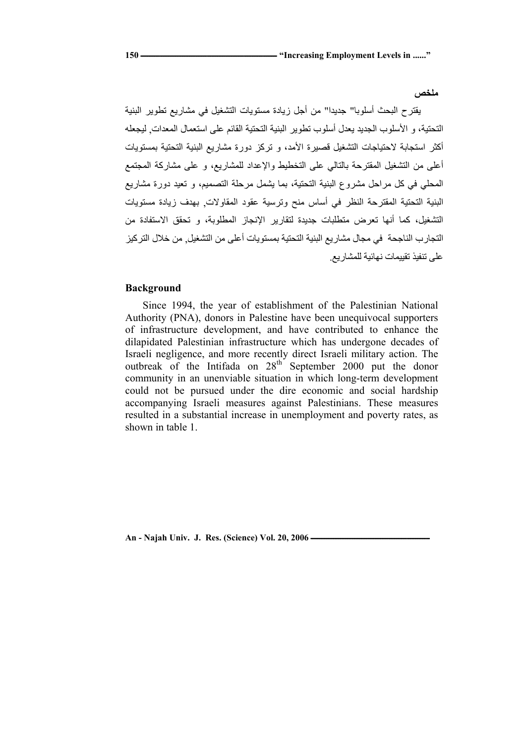### ملخص

يقترح البحث أسلوبا" جديدا" من أجل زيادة مستويات التشغيل في مشاريع تطوير البنية التحتية، و الأسلوب الجديد يعدل أسلوب تطوير البنية التحتية القائم على استعمال المعدات, ليجعله أكثر استجابة لاحتياجات التشغيل قصيرة الأمد، و تركز دورة مشاريع البنية التحتية بمستويات أعلى من التشغيل المقترحة بالتالي على التخطيط والإعداد للمشاريع، و على مشاركة المجتمع المحلي في كل مراحل مشروع البنية التحتية، بما يشمل مرحلة التصميم، و تعيد دورة مشاريع البنية التحتية المقترحة النظر في أساس منح وترسية عقود المقاولات, بهدف زيادة مستويات التشغيل، كما أنها تعرض متطلبات جديدة لتقارير الإنجاز المطلوبة، و تحقق الاستفادة من التجارب الناجحة في مجال مشاريع البنية التحتية بمستويات أعلى من التشغيل, من خلال التركيز على تنفيذ تقييمات نهائية للمشاريع.

### Background

Since 1994, the year of establishment of the Palestinian National Authority (PNA), donors in Palestine have been unequivocal supporters of infrastructure development, and have contributed to enhance the dilapidated Palestinian infrastructure which has undergone decades of Israeli negligence, and more recently direct Israeli military action. The outbreak of the Intifada on 28th September 2000 put the donor community in an unenviable situation in which long-term development could not be pursued under the dire economic and social hardship accompanying Israeli measures against Palestinians. These measures resulted in a substantial increase in unemployment and poverty rates, as shown in table 1.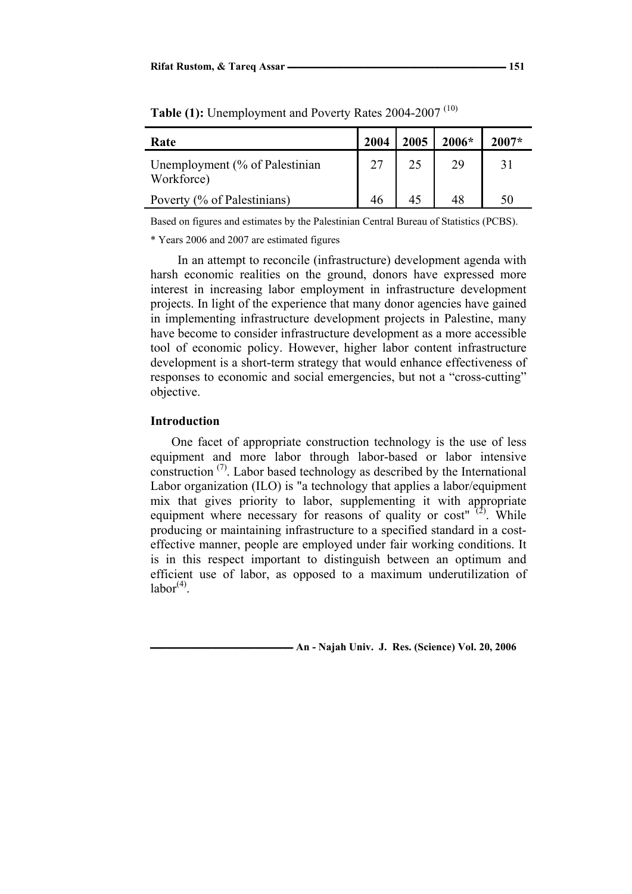**Table (1):** Unemployment and Poverty Rates 2004-2007 [10]

| Rate | 2004 | 2005 | 2006* | 2007* |
|---|---|---|---|---|
| Unemployment (% of Palestinian Workforce) | 27 | 25 | 29 | 31 |
| Poverty (% of Palestinians) | 46 | 45 | 48 | 50 |

Based on figures and estimates by the Palestinian Central Bureau of Statistics (PCBS).

* Years 2006 and 2007 are estimated figures

In an attempt to reconcile (infrastructure) development agenda with harsh economic realities on the ground, donors have expressed more interest in increasing labor employment in infrastructure development projects. In light of the experience that many donor agencies have gained in implementing infrastructure development projects in Palestine, many have become to consider infrastructure development as a more accessible tool of economic policy. However, higher labor content infrastructure development is a short-term strategy that would enhance effectiveness of responses to economic and social emergencies, but not a "cross-cutting" objective.

## Introduction

One facet of appropriate construction technology is the use of less equipment and more labor through labor-based or labor intensive construction [7]. Labor based technology as described by the International Labor organization (ILO) is "a technology that applies a labor/equipment mix that gives priority to labor, supplementing it with appropriate equipment where necessary for reasons of quality or cost" [2]. While producing or maintaining infrastructure to a specified standard in a cost-effective manner, people are employed under fair working conditions. It is in this respect important to distinguish between an optimum and efficient use of labor, as opposed to a maximum underutilization of labor[4].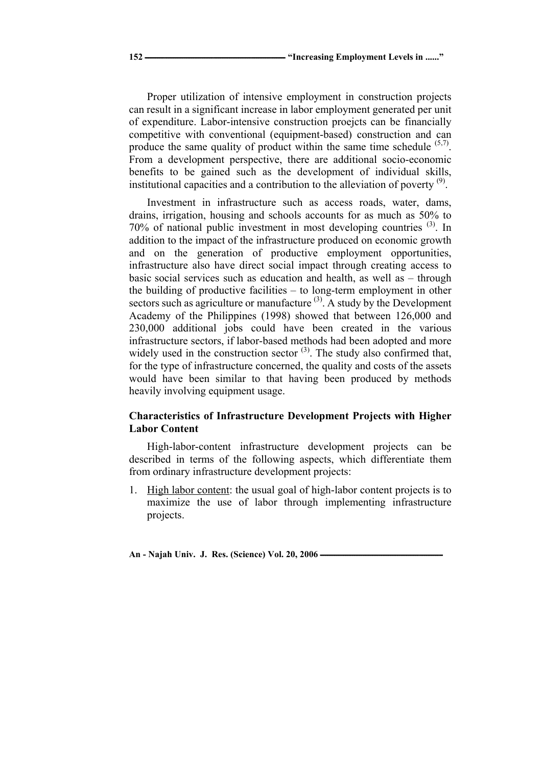Proper utilization of intensive employment in construction projects can result in a significant increase in labor employment generated per unit of expenditure. Labor-intensive construction proejcts can be financially competitive with conventional (equipment-based) construction and can produce the same quality of product within the same time schedule [5,7]. From a development perspective, there are additional socio-economic benefits to be gained such as the development of individual skills, institutional capacities and a contribution to the alleviation of poverty [9].

Investment in infrastructure such as access roads, water, dams, drains, irrigation, housing and schools accounts for as much as 50% to 70% of national public investment in most developing countries [3]. In addition to the impact of the infrastructure produced on economic growth and on the generation of productive employment opportunities, infrastructure also have direct social impact through creating access to basic social services such as education and health, as well as – through the building of productive facilities – to long-term employment in other sectors such as agriculture or manufacture [3]. A study by the Development Academy of the Philippines (1998) showed that between 126,000 and 230,000 additional jobs could have been created in the various infrastructure sectors, if labor-based methods had been adopted and more widely used in the construction sector [3]. The study also confirmed that, for the type of infrastructure concerned, the quality and costs of the assets would have been similar to that having been produced by methods heavily involving equipment usage.

## Characteristics of Infrastructure Development Projects with Higher Labor Content

High-labor-content infrastructure development projects can be described in terms of the following aspects, which differentiate them from ordinary infrastructure development projects:

1. High labor content: the usual goal of high-labor content projects is to maximize the use of labor through implementing infrastructure projects.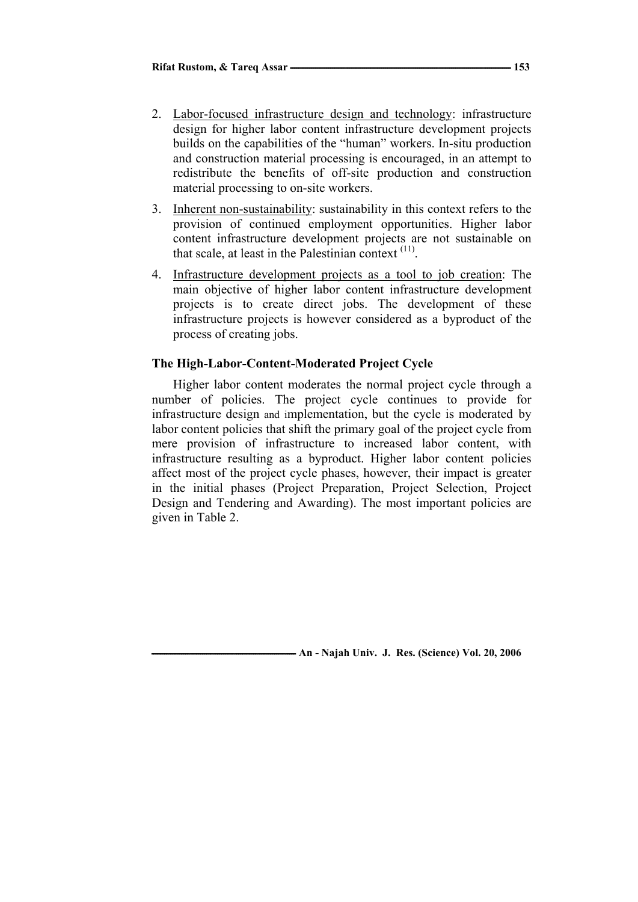2. Labor-focused infrastructure design and technology: infrastructure design for higher labor content infrastructure development projects builds on the capabilities of the "human" workers. In-situ production and construction material processing is encouraged, in an attempt to redistribute the benefits of off-site production and construction material processing to on-site workers.
3. Inherent non-sustainability: sustainability in this context refers to the provision of continued employment opportunities. Higher labor content infrastructure development projects are not sustainable on that scale, at least in the Palestinian context [11].
4. Infrastructure development projects as a tool to job creation: The main objective of higher labor content infrastructure development projects is to create direct jobs. The development of these infrastructure projects is however considered as a byproduct of the process of creating jobs.

### The High-Labor-Content-Moderated Project Cycle

Higher labor content moderates the normal project cycle through a number of policies. The project cycle continues to provide for infrastructure design and implementation, but the cycle is moderated by labor content policies that shift the primary goal of the project cycle from mere provision of infrastructure to increased labor content, with infrastructure resulting as a byproduct. Higher labor content policies affect most of the project cycle phases, however, their impact is greater in the initial phases (Project Preparation, Project Selection, Project Design and Tendering and Awarding). The most important policies are given in Table 2.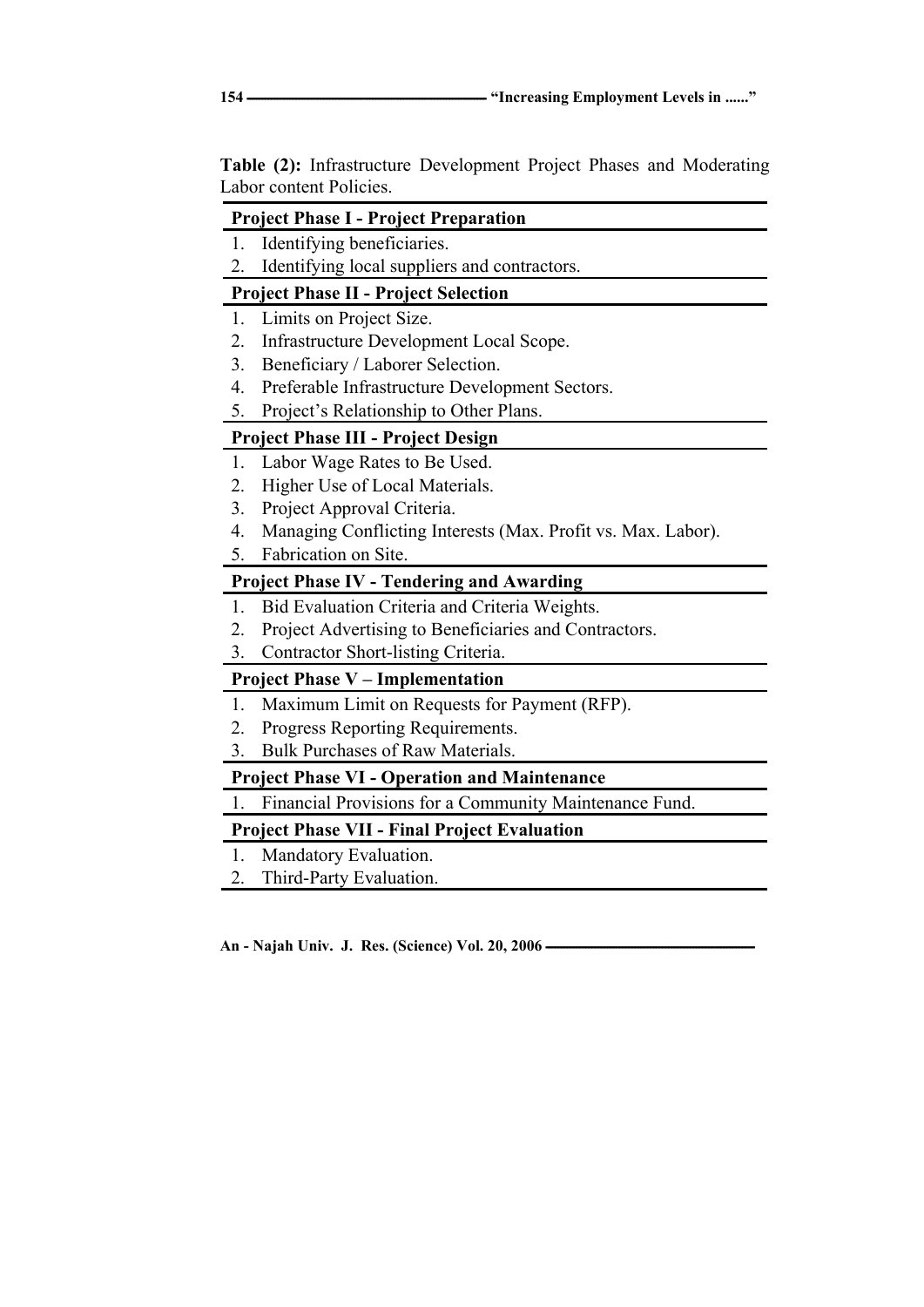**Table (2):** Infrastructure Development Project Phases and Moderating Labor content Policies.

| **Project Phase I - Project Preparation** |
|---|
| 1. Identifying beneficiaries. |
| 2. Identifying local suppliers and contractors. |
| **Project Phase II - Project Selection** |
| 1. Limits on Project Size. |
| 2. Infrastructure Development Local Scope. |
| 3. Beneficiary / Laborer Selection. |
| 4. Preferable Infrastructure Development Sectors. |
| 5. Project's Relationship to Other Plans. |
| **Project Phase III - Project Design** |
| 1. Labor Wage Rates to Be Used. |
| 2. Higher Use of Local Materials. |
| 3. Project Approval Criteria. |
| 4. Managing Conflicting Interests (Max. Profit vs. Max. Labor). |
| 5. Fabrication on Site. |
| **Project Phase IV - Tendering and Awarding** |
| 1. Bid Evaluation Criteria and Criteria Weights. |
| 2. Project Advertising to Beneficiaries and Contractors. |
| 3. Contractor Short-listing Criteria. |
| **Project Phase V – Implementation** |
| 1. Maximum Limit on Requests for Payment (RFP). |
| 2. Progress Reporting Requirements. |
| 3. Bulk Purchases of Raw Materials. |
| **Project Phase VI - Operation and Maintenance** |
| 1. Financial Provisions for a Community Maintenance Fund. |
| **Project Phase VII - Final Project Evaluation** |
| 1. Mandatory Evaluation. |
| 2. Third-Party Evaluation. |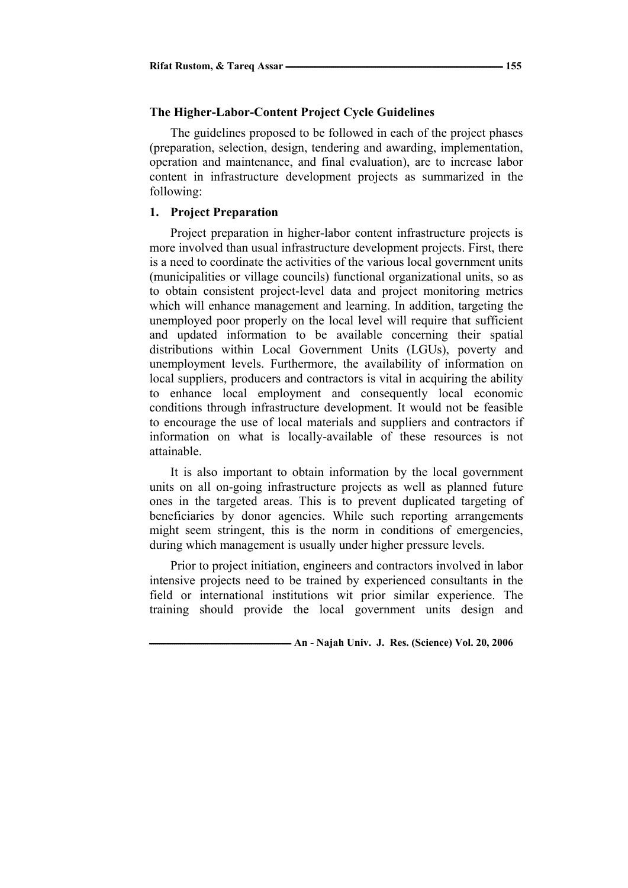### The Higher-Labor-Content Project Cycle Guidelines

The guidelines proposed to be followed in each of the project phases (preparation, selection, design, tendering and awarding, implementation, operation and maintenance, and final evaluation), are to increase labor content in infrastructure development projects as summarized in the following:

#### 1. Project Preparation

Project preparation in higher-labor content infrastructure projects is more involved than usual infrastructure development projects. First, there is a need to coordinate the activities of the various local government units (municipalities or village councils) functional organizational units, so as to obtain consistent project-level data and project monitoring metrics which will enhance management and learning. In addition, targeting the unemployed poor properly on the local level will require that sufficient and updated information to be available concerning their spatial distributions within Local Government Units (LGUs), poverty and unemployment levels. Furthermore, the availability of information on local suppliers, producers and contractors is vital in acquiring the ability to enhance local employment and consequently local economic conditions through infrastructure development. It would not be feasible to encourage the use of local materials and suppliers and contractors if information on what is locally-available of these resources is not attainable.

It is also important to obtain information by the local government units on all on-going infrastructure projects as well as planned future ones in the targeted areas. This is to prevent duplicated targeting of beneficiaries by donor agencies. While such reporting arrangements might seem stringent, this is the norm in conditions of emergencies, during which management is usually under higher pressure levels.

Prior to project initiation, engineers and contractors involved in labor intensive projects need to be trained by experienced consultants in the field or international institutions wit prior similar experience. The training should provide the local government units design and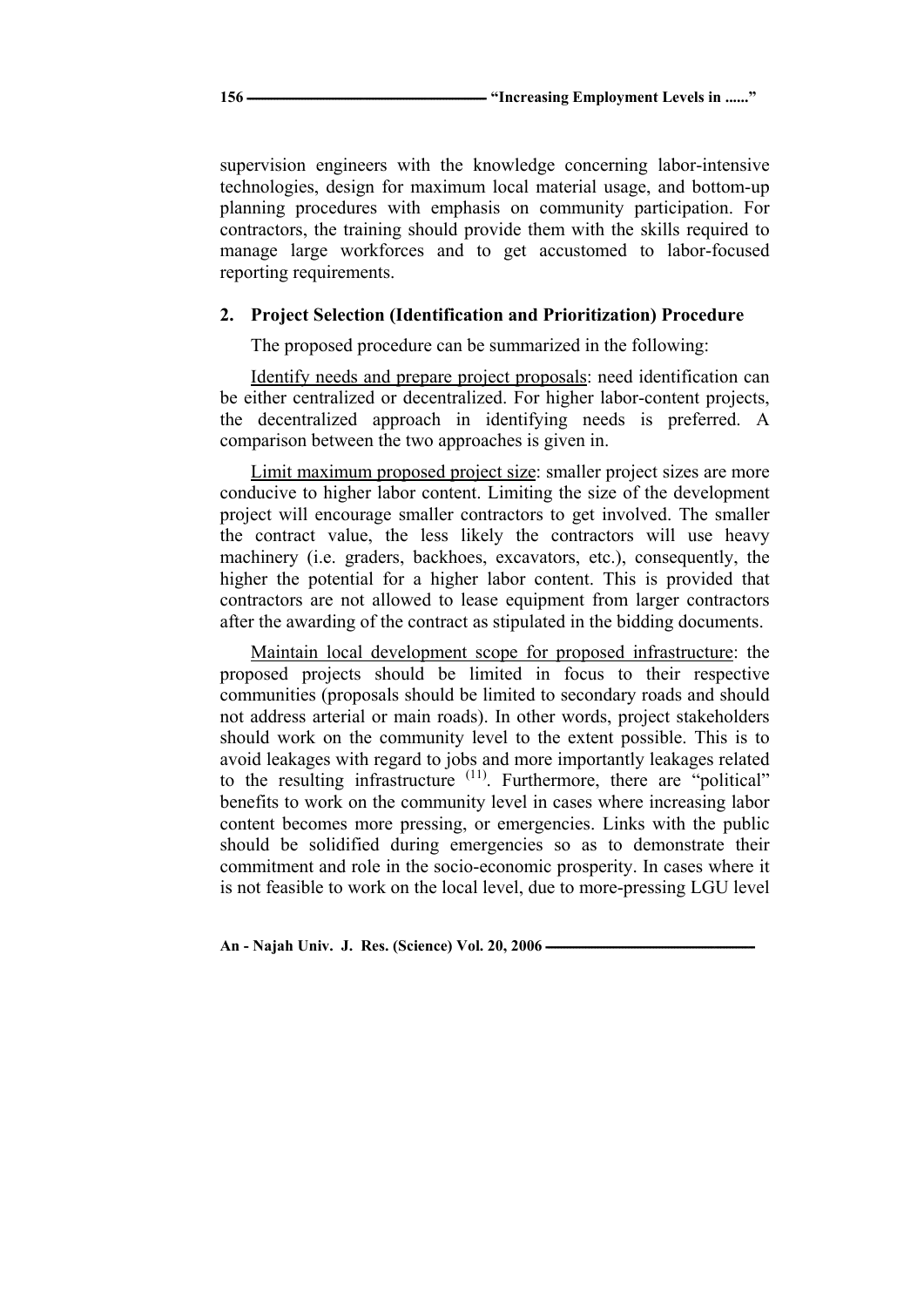supervision engineers with the knowledge concerning labor-intensive technologies, design for maximum local material usage, and bottom-up planning procedures with emphasis on community participation. For contractors, the training should provide them with the skills required to manage large workforces and to get accustomed to labor-focused reporting requirements.

**2. Project Selection (Identification and Prioritization) Procedure**

The proposed procedure can be summarized in the following:

Identify needs and prepare project proposals: need identification can be either centralized or decentralized. For higher labor-content projects, the decentralized approach in identifying needs is preferred. A comparison between the two approaches is given in.

Limit maximum proposed project size: smaller project sizes are more conducive to higher labor content. Limiting the size of the development project will encourage smaller contractors to get involved. The smaller the contract value, the less likely the contractors will use heavy machinery (i.e. graders, backhoes, excavators, etc.), consequently, the higher the potential for a higher labor content. This is provided that contractors are not allowed to lease equipment from larger contractors after the awarding of the contract as stipulated in the bidding documents.

Maintain local development scope for proposed infrastructure: the proposed projects should be limited in focus to their respective communities (proposals should be limited to secondary roads and should not address arterial or main roads). In other words, project stakeholders should work on the community level to the extent possible. This is to avoid leakages with regard to jobs and more importantly leakages related to the resulting infrastructure [(11)]. Furthermore, there are "political" benefits to work on the community level in cases where increasing labor content becomes more pressing, or emergencies. Links with the public should be solidified during emergencies so as to demonstrate their commitment and role in the socio-economic prosperity. In cases where it is not feasible to work on the local level, due to more-pressing LGU level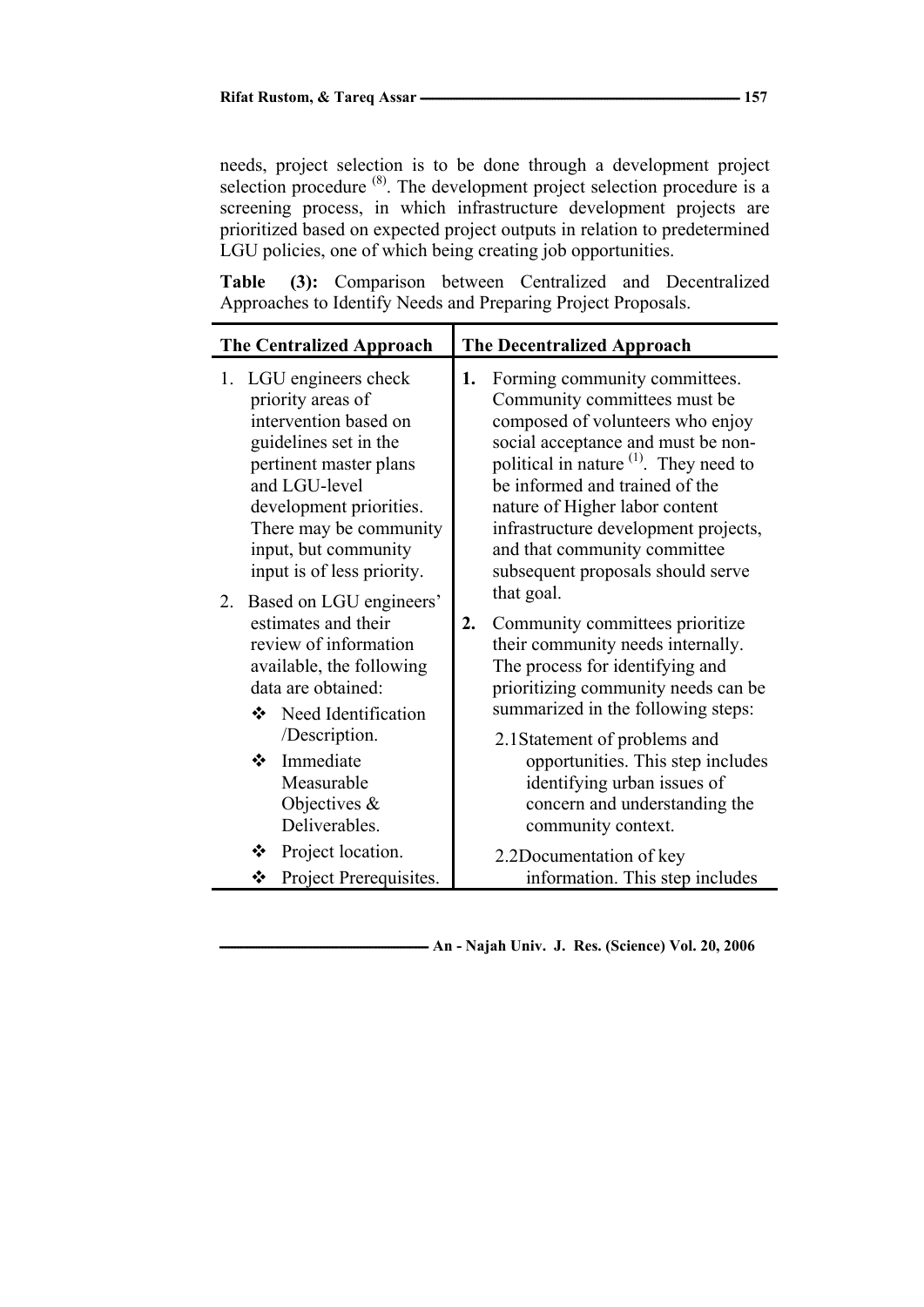needs, project selection is to be done through a development project selection procedure [8]. The development project selection procedure is a screening process, in which infrastructure development projects are prioritized based on expected project outputs in relation to predetermined LGU policies, one of which being creating job opportunities.

**Table (3):** Comparison between Centralized and Decentralized Approaches to Identify Needs and Preparing Project Proposals.

| The Centralized Approach | The Decentralized Approach |
|---|---|
| 1. LGU engineers check priority areas of intervention based on guidelines set in the pertinent master plans and LGU-level development priorities. There may be community input, but community input is of less priority.<br>2. Based on LGU engineers' estimates and their review of information available, the following data are obtained:<br>❖ Need Identification /Description.<br>❖ Immediate Measurable Objectives & Deliverables.<br>❖ Project location.<br>❖ Project Prerequisites. | **1.** Forming community committees. Community committees must be composed of volunteers who enjoy social acceptance and must be non-political in nature [1]. They need to be informed and trained of the nature of Higher labor content infrastructure development projects, and that community committee subsequent proposals should serve that goal.<br>**2.** Community committees prioritize their community needs internally. The process for identifying and prioritizing community needs can be summarized in the following steps:<br>2.1 Statement of problems and opportunities. This step includes identifying urban issues of concern and understanding the community context.<br>2.2 Documentation of key information. This step includes |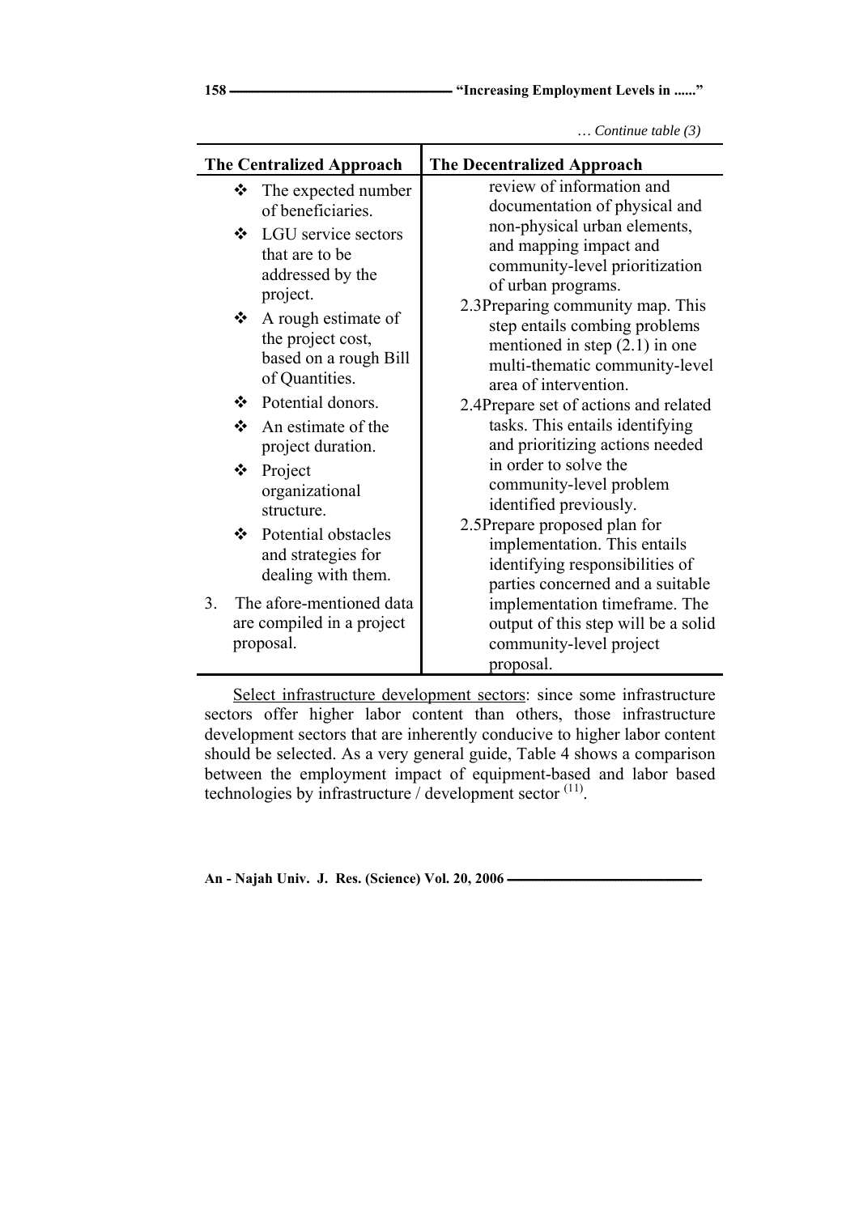*… Continue table (3)*

| The Centralized Approach | The Decentralized Approach |
|---|---|
| ❖ The expected number of beneficiaries.<br>❖ LGU service sectors that are to be addressed by the project.<br>❖ A rough estimate of the project cost, based on a rough Bill of Quantities.<br>❖ Potential donors.<br>❖ An estimate of the project duration.<br>❖ Project organizational structure.<br>❖ Potential obstacles and strategies for dealing with them.<br>3. The afore-mentioned data are compiled in a project proposal. | review of information and documentation of physical and non-physical urban elements, and mapping impact and community-level prioritization of urban programs.<br>2.3 Preparing community map. This step entails combing problems mentioned in step (2.1) in one multi-thematic community-level area of intervention.<br>2.4 Prepare set of actions and related tasks. This entails identifying and prioritizing actions needed in order to solve the community-level problem identified previously.<br>2.5 Prepare proposed plan for implementation. This entails identifying responsibilities of parties concerned and a suitable implementation timeframe. The output of this step will be a solid community-level project proposal. |

Select infrastructure development sectors: since some infrastructure sectors offer higher labor content than others, those infrastructure development sectors that are inherently conducive to higher labor content should be selected. As a very general guide, Table 4 shows a comparison between the employment impact of equipment-based and labor based technologies by infrastructure / development sector [11].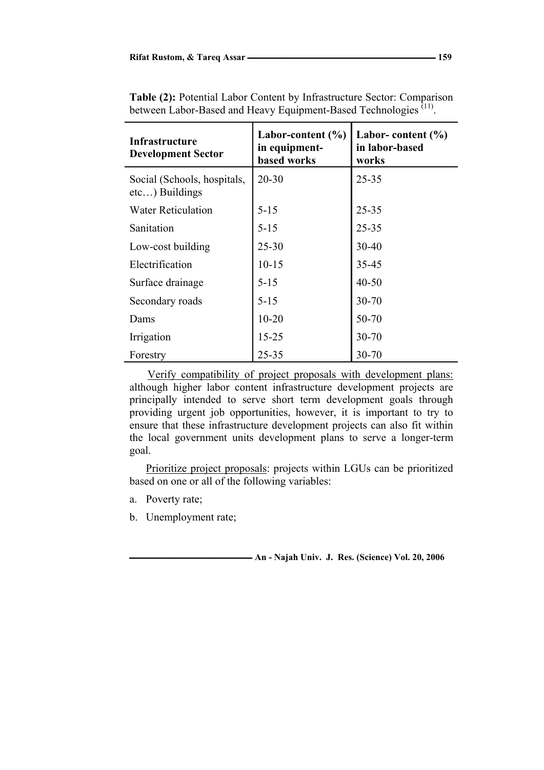**Table (2):** Potential Labor Content by Infrastructure Sector: Comparison between Labor-Based and Heavy Equipment-Based Technologies [11].

| Infrastructure Development Sector | Labor-content (%) in equipment-based works | Labor- content (%) in labor-based works |
|---|---|---|
| Social (Schools, hospitals, etc…) Buildings | 20-30 | 25-35 |
| Water Reticulation | 5-15 | 25-35 |
| Sanitation | 5-15 | 25-35 |
| Low-cost building | 25-30 | 30-40 |
| Electrification | 10-15 | 35-45 |
| Surface drainage | 5-15 | 40-50 |
| Secondary roads | 5-15 | 30-70 |
| Dams | 10-20 | 50-70 |
| Irrigation | 15-25 | 30-70 |
| Forestry | 25-35 | 30-70 |

<u>Verify compatibility of project proposals with development plans:</u> although higher labor content infrastructure development projects are principally intended to serve short term development goals through providing urgent job opportunities, however, it is important to try to ensure that these infrastructure development projects can also fit within the local government units development plans to serve a longer-term goal.

<u>Prioritize project proposals</u>: projects within LGUs can be prioritized based on one or all of the following variables:

a. Poverty rate;

b. Unemployment rate;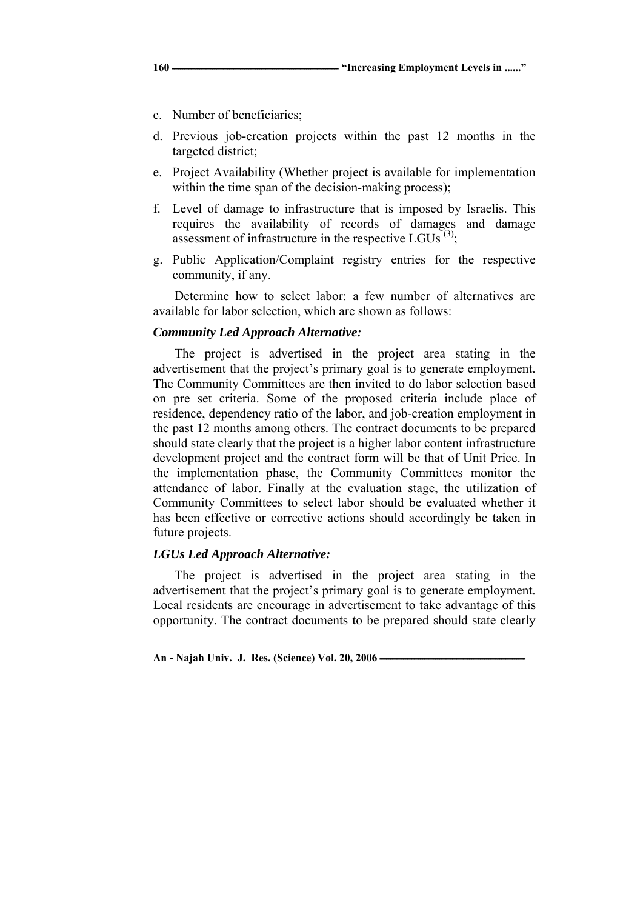c. Number of beneficiaries;

d. Previous job-creation projects within the past 12 months in the targeted district;

e. Project Availability (Whether project is available for implementation within the time span of the decision-making process);

f. Level of damage to infrastructure that is imposed by Israelis. This requires the availability of records of damages and damage assessment of infrastructure in the respective LGUs [3];

g. Public Application/Complaint registry entries for the respective community, if any.

Determine how to select labor: a few number of alternatives are available for labor selection, which are shown as follows:

***Community Led Approach Alternative:***

The project is advertised in the project area stating in the advertisement that the project's primary goal is to generate employment. The Community Committees are then invited to do labor selection based on pre set criteria. Some of the proposed criteria include place of residence, dependency ratio of the labor, and job-creation employment in the past 12 months among others. The contract documents to be prepared should state clearly that the project is a higher labor content infrastructure development project and the contract form will be that of Unit Price. In the implementation phase, the Community Committees monitor the attendance of labor. Finally at the evaluation stage, the utilization of Community Committees to select labor should be evaluated whether it has been effective or corrective actions should accordingly be taken in future projects.

***LGUs Led Approach Alternative:***

The project is advertised in the project area stating in the advertisement that the project's primary goal is to generate employment. Local residents are encourage in advertisement to take advantage of this opportunity. The contract documents to be prepared should state clearly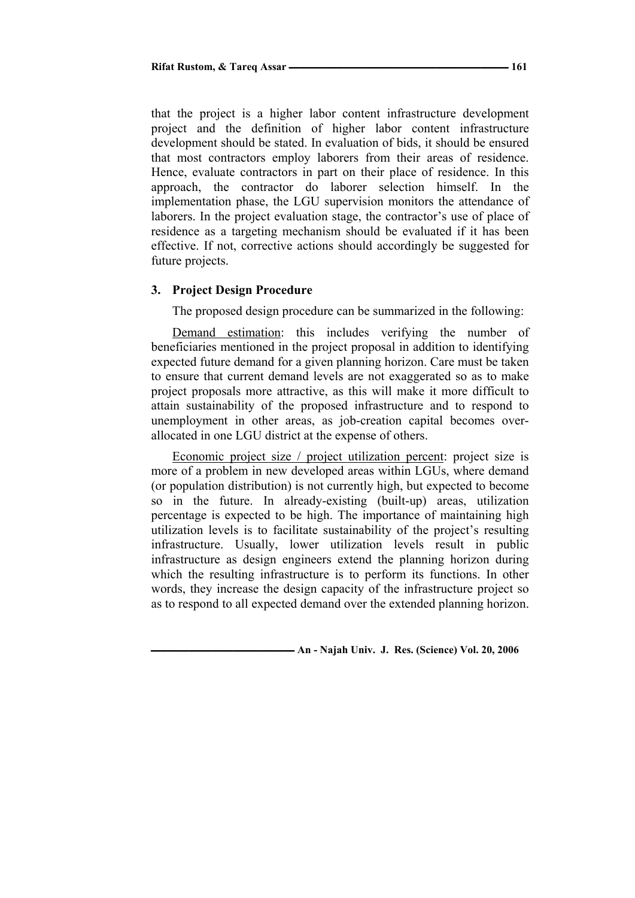that the project is a higher labor content infrastructure development project and the definition of higher labor content infrastructure development should be stated. In evaluation of bids, it should be ensured that most contractors employ laborers from their areas of residence. Hence, evaluate contractors in part on their place of residence. In this approach, the contractor do laborer selection himself. In the implementation phase, the LGU supervision monitors the attendance of laborers. In the project evaluation stage, the contractor's use of place of residence as a targeting mechanism should be evaluated if it has been effective. If not, corrective actions should accordingly be suggested for future projects.

## 3. Project Design Procedure

The proposed design procedure can be summarized in the following:

Demand estimation: this includes verifying the number of beneficiaries mentioned in the project proposal in addition to identifying expected future demand for a given planning horizon. Care must be taken to ensure that current demand levels are not exaggerated so as to make project proposals more attractive, as this will make it more difficult to attain sustainability of the proposed infrastructure and to respond to unemployment in other areas, as job-creation capital becomes over-allocated in one LGU district at the expense of others.

Economic project size / project utilization percent: project size is more of a problem in new developed areas within LGUs, where demand (or population distribution) is not currently high, but expected to become so in the future. In already-existing (built-up) areas, utilization percentage is expected to be high. The importance of maintaining high utilization levels is to facilitate sustainability of the project's resulting infrastructure. Usually, lower utilization levels result in public infrastructure as design engineers extend the planning horizon during which the resulting infrastructure is to perform its functions. In other words, they increase the design capacity of the infrastructure project so as to respond to all expected demand over the extended planning horizon.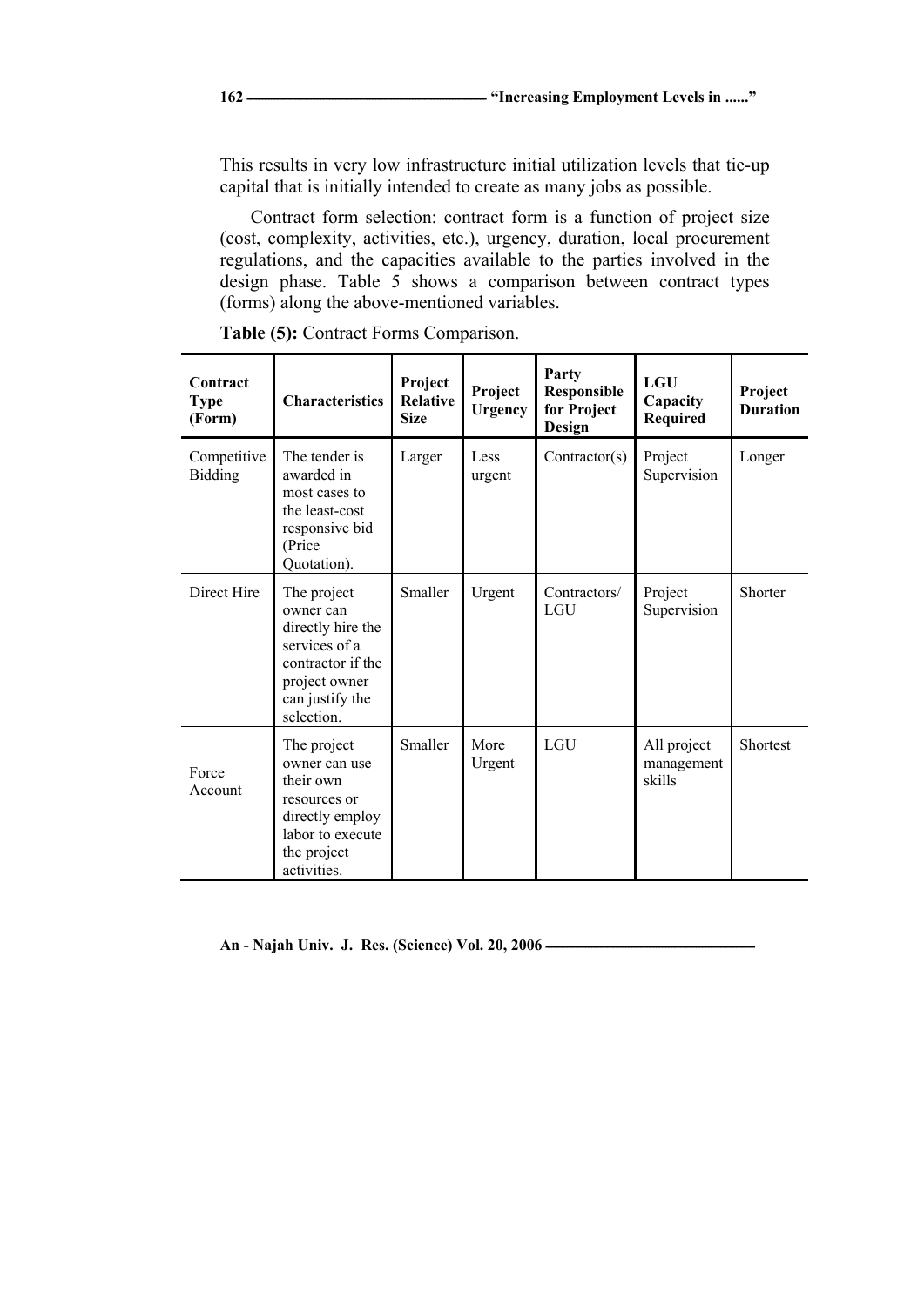This results in very low infrastructure initial utilization levels that tie-up capital that is initially intended to create as many jobs as possible.

Contract form selection: contract form is a function of project size (cost, complexity, activities, etc.), urgency, duration, local procurement regulations, and the capacities available to the parties involved in the design phase. Table 5 shows a comparison between contract types (forms) along the above-mentioned variables.

**Table (5):** Contract Forms Comparison.

| Contract Type (Form) | Characteristics | Project Relative Size | Project Urgency | Party Responsible for Project Design | LGU Capacity Required | Project Duration |
|---|---|---|---|---|---|---|
| Competitive Bidding | The tender is awarded in most cases to the least-cost responsive bid (Price Quotation). | Larger | Less urgent | Contractor(s) | Project Supervision | Longer |
| Direct Hire | The project owner can directly hire the services of a contractor if the project owner can justify the selection. | Smaller | Urgent | Contractors/ LGU | Project Supervision | Shorter |
| Force Account | The project owner can use their own resources or directly employ labor to execute the project activities. | Smaller | More Urgent | LGU | All project management skills | Shortest |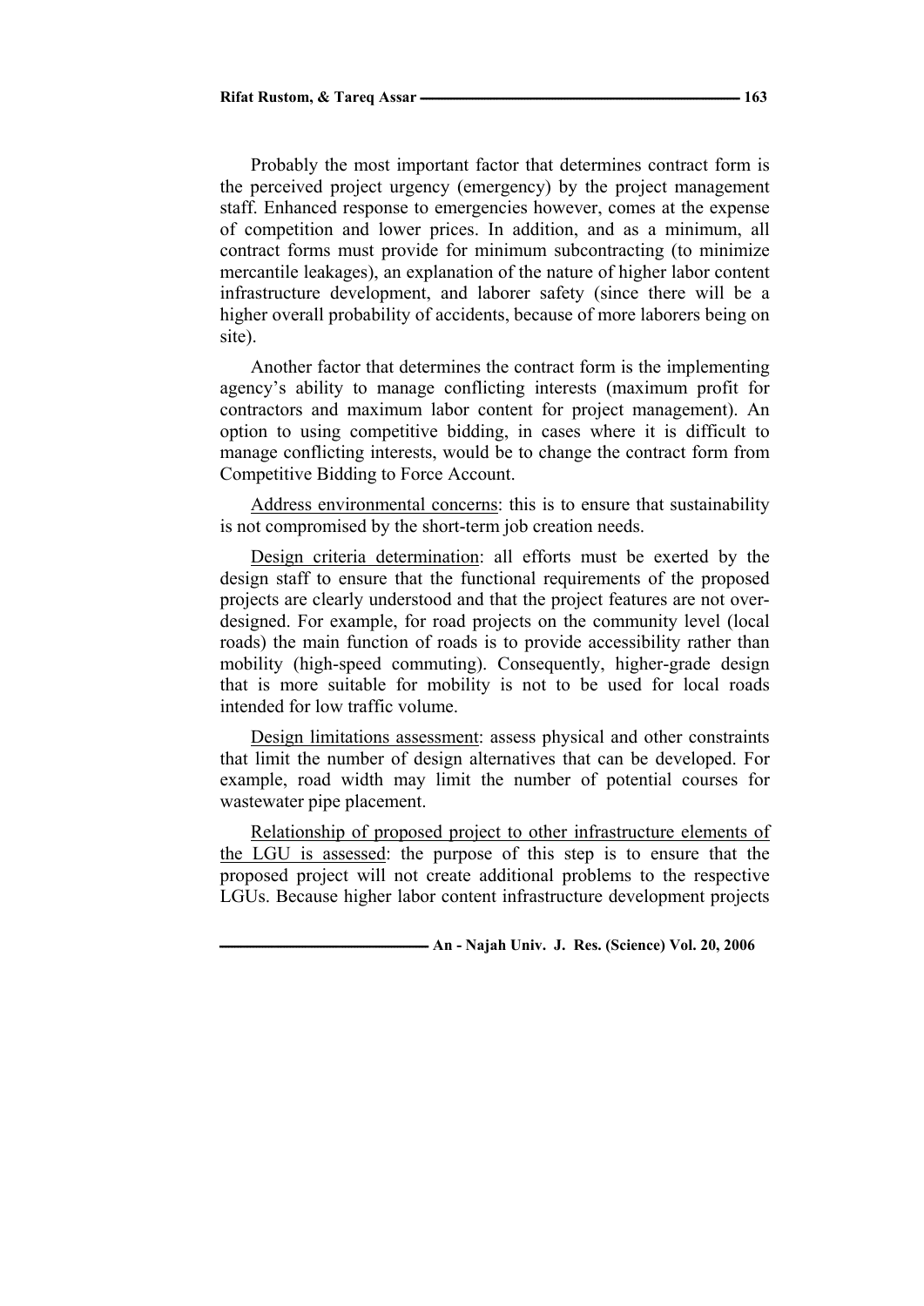Probably the most important factor that determines contract form is the perceived project urgency (emergency) by the project management staff. Enhanced response to emergencies however, comes at the expense of competition and lower prices. In addition, and as a minimum, all contract forms must provide for minimum subcontracting (to minimize mercantile leakages), an explanation of the nature of higher labor content infrastructure development, and laborer safety (since there will be a higher overall probability of accidents, because of more laborers being on site).

Another factor that determines the contract form is the implementing agency's ability to manage conflicting interests (maximum profit for contractors and maximum labor content for project management). An option to using competitive bidding, in cases where it is difficult to manage conflicting interests, would be to change the contract form from Competitive Bidding to Force Account.

<u>Address environmental concerns</u>: this is to ensure that sustainability is not compromised by the short-term job creation needs.

<u>Design criteria determination</u>: all efforts must be exerted by the design staff to ensure that the functional requirements of the proposed projects are clearly understood and that the project features are not over-designed. For example, for road projects on the community level (local roads) the main function of roads is to provide accessibility rather than mobility (high-speed commuting). Consequently, higher-grade design that is more suitable for mobility is not to be used for local roads intended for low traffic volume.

<u>Design limitations assessment</u>: assess physical and other constraints that limit the number of design alternatives that can be developed. For example, road width may limit the number of potential courses for wastewater pipe placement.

<u>Relationship of proposed project to other infrastructure elements of the LGU is assessed</u>: the purpose of this step is to ensure that the proposed project will not create additional problems to the respective LGUs. Because higher labor content infrastructure development projects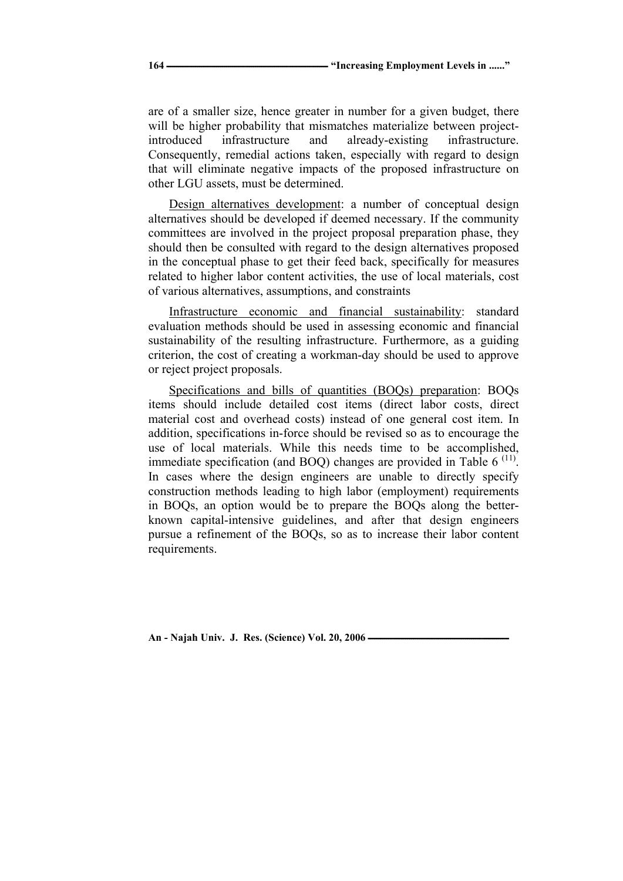are of a smaller size, hence greater in number for a given budget, there will be higher probability that mismatches materialize between project-introduced infrastructure and already-existing infrastructure. Consequently, remedial actions taken, especially with regard to design that will eliminate negative impacts of the proposed infrastructure on other LGU assets, must be determined.

<u>Design alternatives development</u>: a number of conceptual design alternatives should be developed if deemed necessary. If the community committees are involved in the project proposal preparation phase, they should then be consulted with regard to the design alternatives proposed in the conceptual phase to get their feed back, specifically for measures related to higher labor content activities, the use of local materials, cost of various alternatives, assumptions, and constraints

<u>Infrastructure economic and financial sustainability</u>: standard evaluation methods should be used in assessing economic and financial sustainability of the resulting infrastructure. Furthermore, as a guiding criterion, the cost of creating a workman-day should be used to approve or reject project proposals.

<u>Specifications and bills of quantities (BOQs) preparation</u>: BOQs items should include detailed cost items (direct labor costs, direct material cost and overhead costs) instead of one general cost item. In addition, specifications in-force should be revised so as to encourage the use of local materials. While this needs time to be accomplished, immediate specification (and BOQ) changes are provided in Table 6 [(11)]. In cases where the design engineers are unable to directly specify construction methods leading to high labor (employment) requirements in BOQs, an option would be to prepare the BOQs along the better-known capital-intensive guidelines, and after that design engineers pursue a refinement of the BOQs, so as to increase their labor content requirements.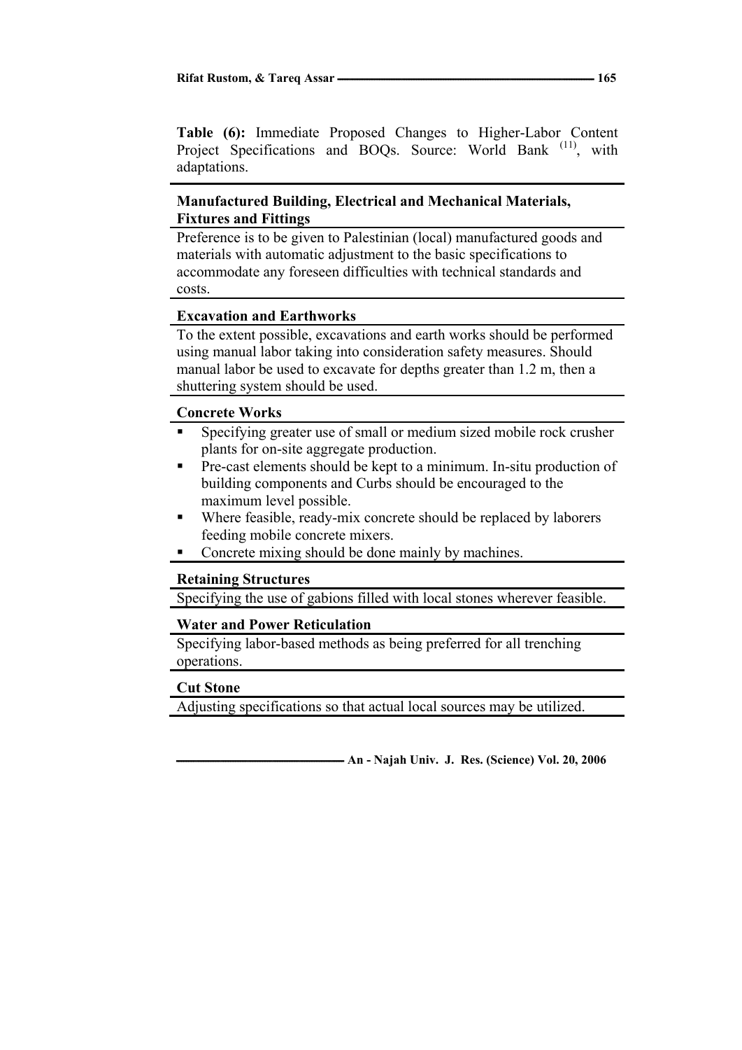**Table (6):** Immediate Proposed Changes to Higher-Labor Content Project Specifications and BOQs. Source: World Bank [11], with adaptations.

| **Manufactured Building, Electrical and Mechanical Materials, Fixtures and Fittings** |
|---|
| Preference is to be given to Palestinian (local) manufactured goods and materials with automatic adjustment to the basic specifications to accommodate any foreseen difficulties with technical standards and costs. |
| **Excavation and Earthworks** |
| To the extent possible, excavations and earth works should be performed using manual labor taking into consideration safety measures. Should manual labor be used to excavate for depths greater than 1.2 m, then a shuttering system should be used. |
| **Concrete Works** |
| ▪ Specifying greater use of small or medium sized mobile rock crusher plants for on-site aggregate production.<br>▪ Pre-cast elements should be kept to a minimum. In-situ production of building components and Curbs should be encouraged to the maximum level possible.<br>▪ Where feasible, ready-mix concrete should be replaced by laborers feeding mobile concrete mixers.<br>▪ Concrete mixing should be done mainly by machines. |
| **Retaining Structures** |
| Specifying the use of gabions filled with local stones wherever feasible. |
| **Water and Power Reticulation** |
| Specifying labor-based methods as being preferred for all trenching operations. |
| **Cut Stone** |
| Adjusting specifications so that actual local sources may be utilized. |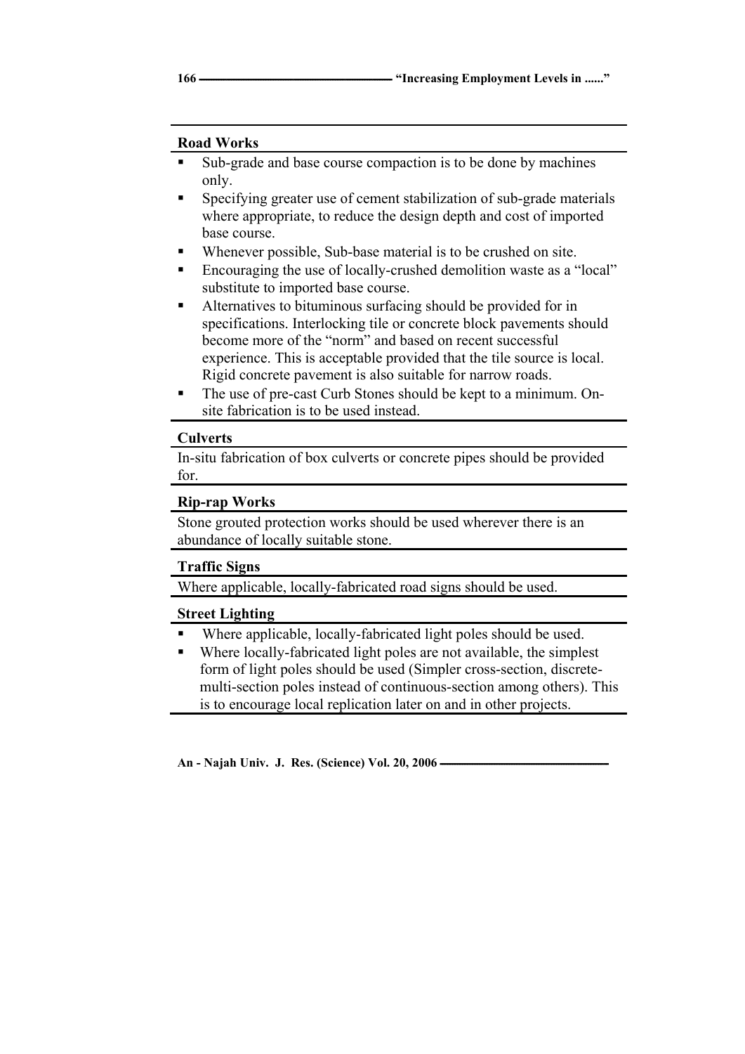| Road Works |
|---|
| ▪ Sub-grade and base course compaction is to be done by machines only.<br>▪ Specifying greater use of cement stabilization of sub-grade materials where appropriate, to reduce the design depth and cost of imported base course.<br>▪ Whenever possible, Sub-base material is to be crushed on site.<br>▪ Encouraging the use of locally-crushed demolition waste as a "local" substitute to imported base course.<br>▪ Alternatives to bituminous surfacing should be provided for in specifications. Interlocking tile or concrete block pavements should become more of the "norm" and based on recent successful experience. This is acceptable provided that the tile source is local. Rigid concrete pavement is also suitable for narrow roads.<br>▪ The use of pre-cast Curb Stones should be kept to a minimum. On-site fabrication is to be used instead. |
| **Culverts** |
| In-situ fabrication of box culverts or concrete pipes should be provided for. |
| **Rip-rap Works** |
| Stone grouted protection works should be used wherever there is an abundance of locally suitable stone. |
| **Traffic Signs** |
| Where applicable, locally-fabricated road signs should be used. |
| **Street Lighting** |
| ▪ Where applicable, locally-fabricated light poles should be used.<br>▪ Where locally-fabricated light poles are not available, the simplest form of light poles should be used (Simpler cross-section, discrete-multi-section poles instead of continuous-section among others). This is to encourage local replication later on and in other projects. |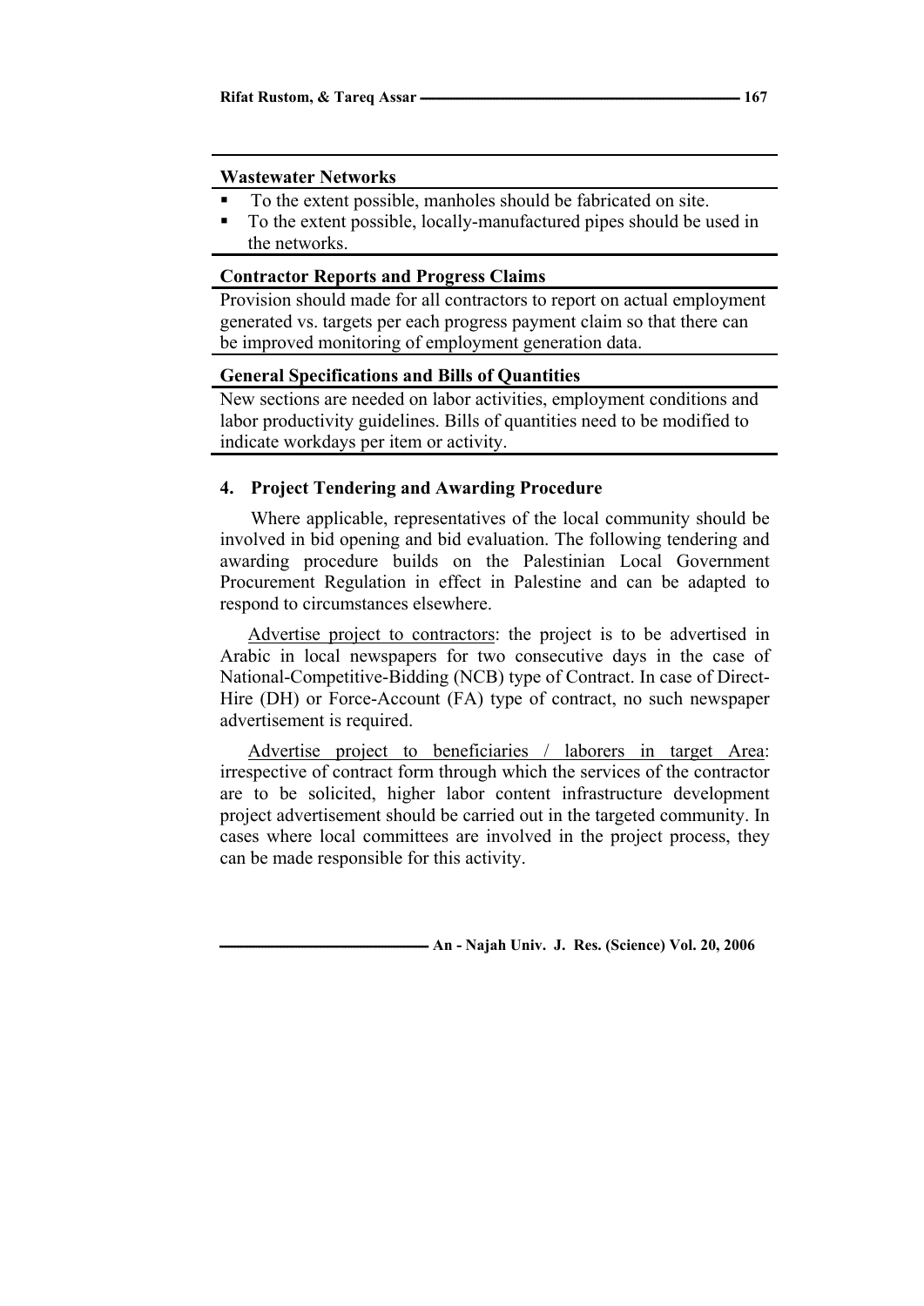**Wastewater Networks**

- To the extent possible, manholes should be fabricated on site.
- To the extent possible, locally-manufactured pipes should be used in the networks.

**Contractor Reports and Progress Claims**

Provision should made for all contractors to report on actual employment generated vs. targets per each progress payment claim so that there can be improved monitoring of employment generation data.

**General Specifications and Bills of Quantities**

New sections are needed on labor activities, employment conditions and labor productivity guidelines. Bills of quantities need to be modified to indicate workdays per item or activity.

### 4. Project Tendering and Awarding Procedure

Where applicable, representatives of the local community should be involved in bid opening and bid evaluation. The following tendering and awarding procedure builds on the Palestinian Local Government Procurement Regulation in effect in Palestine and can be adapted to respond to circumstances elsewhere.

<u>Advertise project to contractors</u>: the project is to be advertised in Arabic in local newspapers for two consecutive days in the case of National-Competitive-Bidding (NCB) type of Contract. In case of Direct-Hire (DH) or Force-Account (FA) type of contract, no such newspaper advertisement is required.

<u>Advertise project to beneficiaries / laborers in target Area</u>: irrespective of contract form through which the services of the contractor are to be solicited, higher labor content infrastructure development project advertisement should be carried out in the targeted community. In cases where local committees are involved in the project process, they can be made responsible for this activity.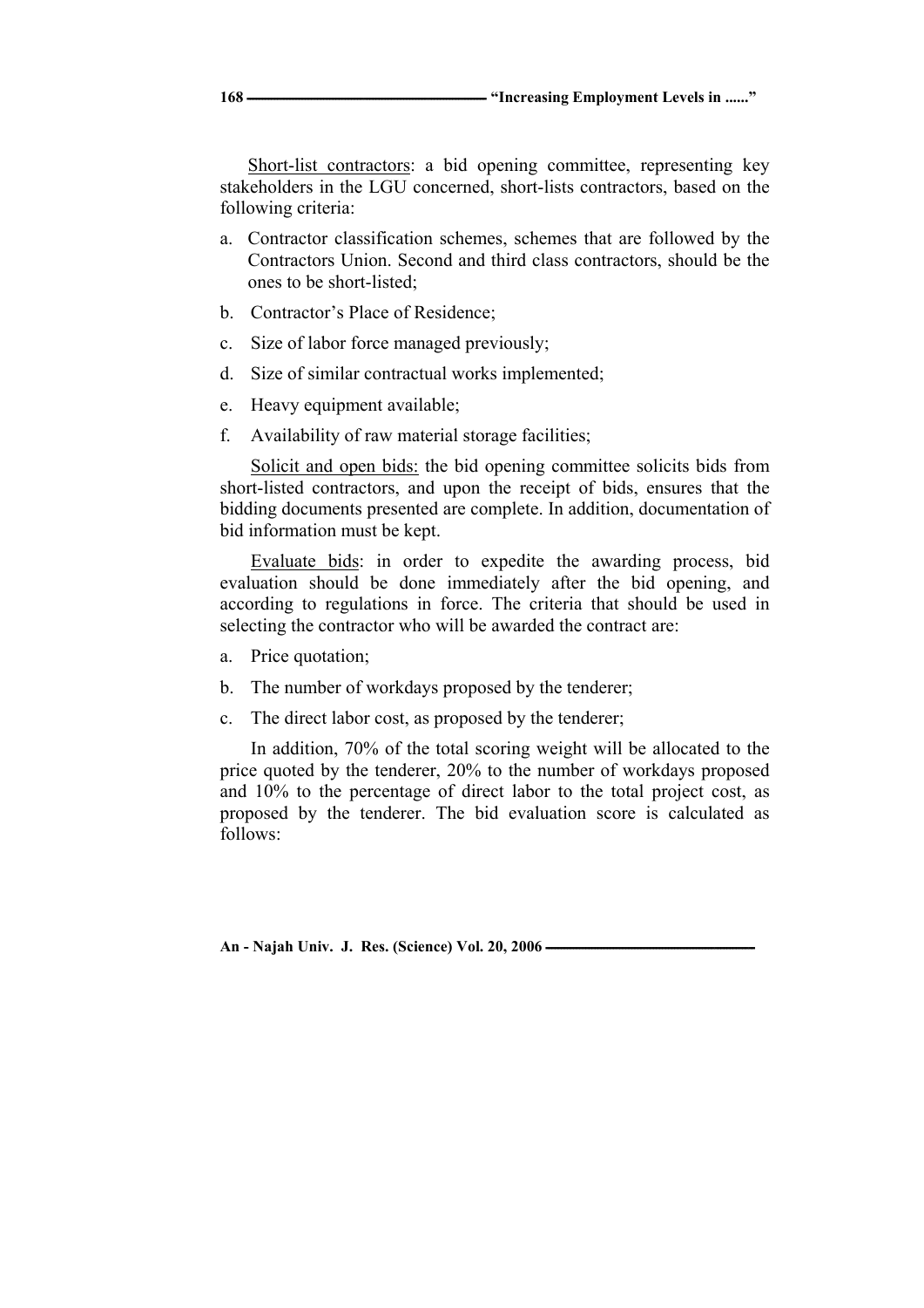Short-list contractors: a bid opening committee, representing key stakeholders in the LGU concerned, short-lists contractors, based on the following criteria:

a. Contractor classification schemes, schemes that are followed by the Contractors Union. Second and third class contractors, should be the ones to be short-listed;
b. Contractor's Place of Residence;
c. Size of labor force managed previously;
d. Size of similar contractual works implemented;
e. Heavy equipment available;
f. Availability of raw material storage facilities;

Solicit and open bids: the bid opening committee solicits bids from short-listed contractors, and upon the receipt of bids, ensures that the bidding documents presented are complete. In addition, documentation of bid information must be kept.

Evaluate bids: in order to expedite the awarding process, bid evaluation should be done immediately after the bid opening, and according to regulations in force. The criteria that should be used in selecting the contractor who will be awarded the contract are:

a. Price quotation;
b. The number of workdays proposed by the tenderer;
c. The direct labor cost, as proposed by the tenderer;

In addition, 70% of the total scoring weight will be allocated to the price quoted by the tenderer, 20% to the number of workdays proposed and 10% to the percentage of direct labor to the total project cost, as proposed by the tenderer. The bid evaluation score is calculated as follows: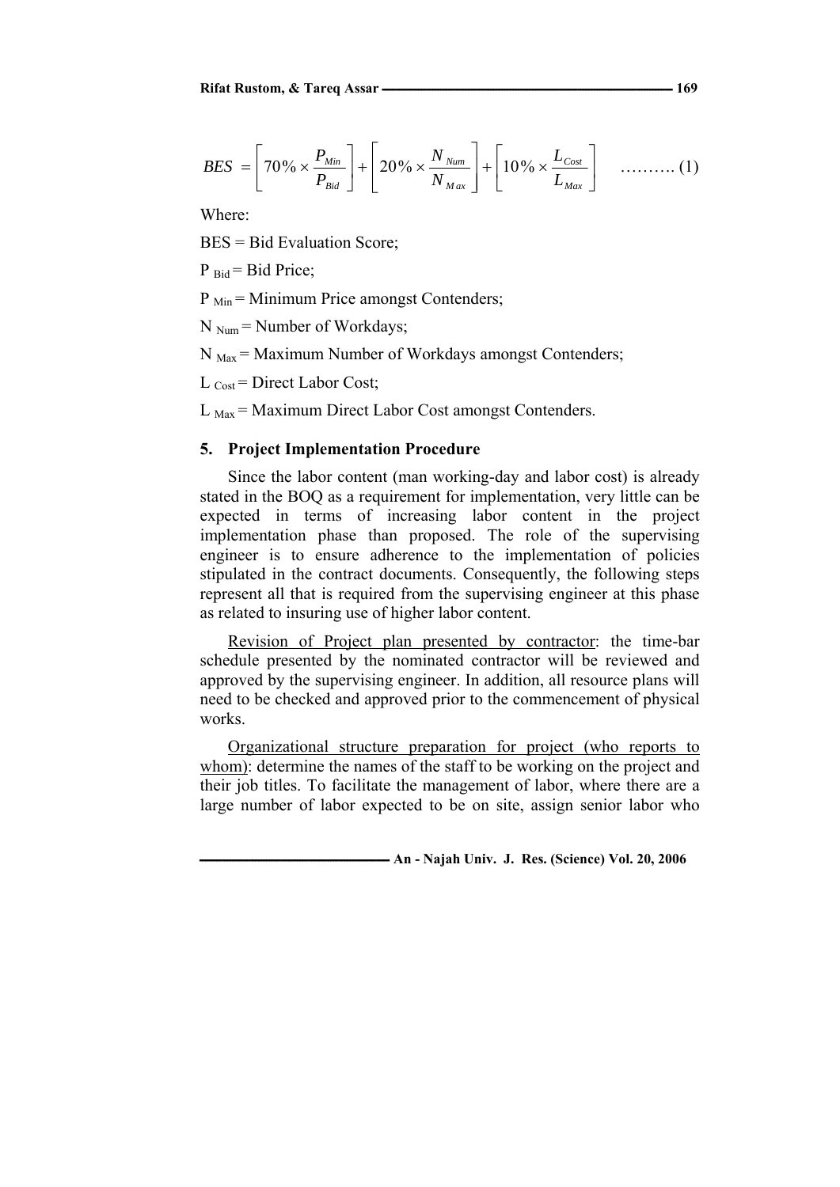$$BES = \left[70\% \times \frac{P_{Min}}{P_{Bid}}\right] + \left[20\% \times \frac{N_{Num}}{N_{Max}}\right] + \left[10\% \times \frac{L_{Cost}}{L_{Max}}\right] \quad \text{……….} (1)$$

Where:

BES = Bid Evaluation Score;

$P_{Bid}$ = Bid Price;

$P_{Min}$ = Minimum Price amongst Contenders;

$N_{Num}$ = Number of Workdays;

$N_{Max}$ = Maximum Number of Workdays amongst Contenders;

$L_{Cost}$ = Direct Labor Cost;

$L_{Max}$ = Maximum Direct Labor Cost amongst Contenders.

## 5. Project Implementation Procedure

Since the labor content (man working-day and labor cost) is already stated in the BOQ as a requirement for implementation, very little can be expected in terms of increasing labor content in the project implementation phase than proposed. The role of the supervising engineer is to ensure adherence to the implementation of policies stipulated in the contract documents. Consequently, the following steps represent all that is required from the supervising engineer at this phase as related to insuring use of higher labor content.

Revision of Project plan presented by contractor: the time-bar schedule presented by the nominated contractor will be reviewed and approved by the supervising engineer. In addition, all resource plans will need to be checked and approved prior to the commencement of physical works.

Organizational structure preparation for project (who reports to whom): determine the names of the staff to be working on the project and their job titles. To facilitate the management of labor, where there are a large number of labor expected to be on site, assign senior labor who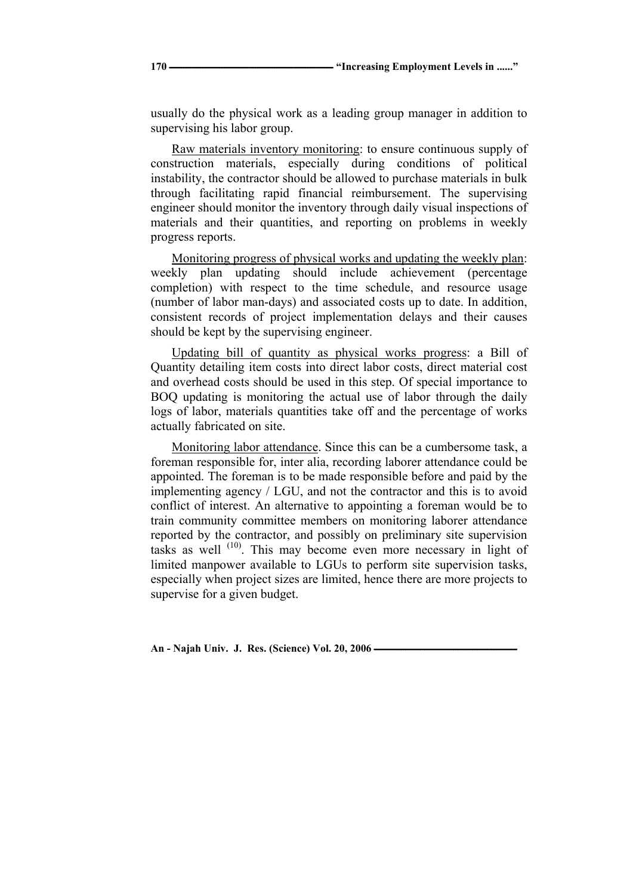usually do the physical work as a leading group manager in addition to supervising his labor group.

Raw materials inventory monitoring: to ensure continuous supply of construction materials, especially during conditions of political instability, the contractor should be allowed to purchase materials in bulk through facilitating rapid financial reimbursement. The supervising engineer should monitor the inventory through daily visual inspections of materials and their quantities, and reporting on problems in weekly progress reports.

Monitoring progress of physical works and updating the weekly plan: weekly plan updating should include achievement (percentage completion) with respect to the time schedule, and resource usage (number of labor man-days) and associated costs up to date. In addition, consistent records of project implementation delays and their causes should be kept by the supervising engineer.

Updating bill of quantity as physical works progress: a Bill of Quantity detailing item costs into direct labor costs, direct material cost and overhead costs should be used in this step. Of special importance to BOQ updating is monitoring the actual use of labor through the daily logs of labor, materials quantities take off and the percentage of works actually fabricated on site.

Monitoring labor attendance. Since this can be a cumbersome task, a foreman responsible for, inter alia, recording laborer attendance could be appointed. The foreman is to be made responsible before and paid by the implementing agency / LGU, and not the contractor and this is to avoid conflict of interest. An alternative to appointing a foreman would be to train community committee members on monitoring laborer attendance reported by the contractor, and possibly on preliminary site supervision tasks as well [10]. This may become even more necessary in light of limited manpower available to LGUs to perform site supervision tasks, especially when project sizes are limited, hence there are more projects to supervise for a given budget.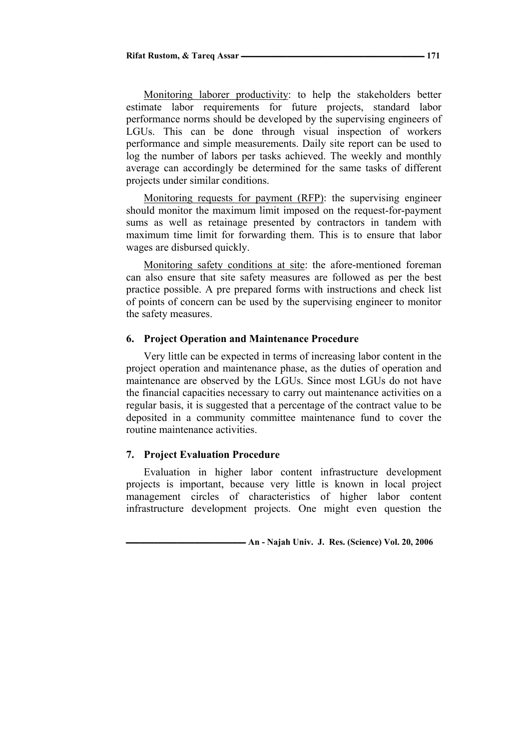Monitoring laborer productivity: to help the stakeholders better estimate labor requirements for future projects, standard labor performance norms should be developed by the supervising engineers of LGUs. This can be done through visual inspection of workers performance and simple measurements. Daily site report can be used to log the number of labors per tasks achieved. The weekly and monthly average can accordingly be determined for the same tasks of different projects under similar conditions.

Monitoring requests for payment (RFP): the supervising engineer should monitor the maximum limit imposed on the request-for-payment sums as well as retainage presented by contractors in tandem with maximum time limit for forwarding them. This is to ensure that labor wages are disbursed quickly.

Monitoring safety conditions at site: the afore-mentioned foreman can also ensure that site safety measures are followed as per the best practice possible. A pre prepared forms with instructions and check list of points of concern can be used by the supervising engineer to monitor the safety measures.

## 6. Project Operation and Maintenance Procedure

Very little can be expected in terms of increasing labor content in the project operation and maintenance phase, as the duties of operation and maintenance are observed by the LGUs. Since most LGUs do not have the financial capacities necessary to carry out maintenance activities on a regular basis, it is suggested that a percentage of the contract value to be deposited in a community committee maintenance fund to cover the routine maintenance activities.

## 7. Project Evaluation Procedure

Evaluation in higher labor content infrastructure development projects is important, because very little is known in local project management circles of characteristics of higher labor content infrastructure development projects. One might even question the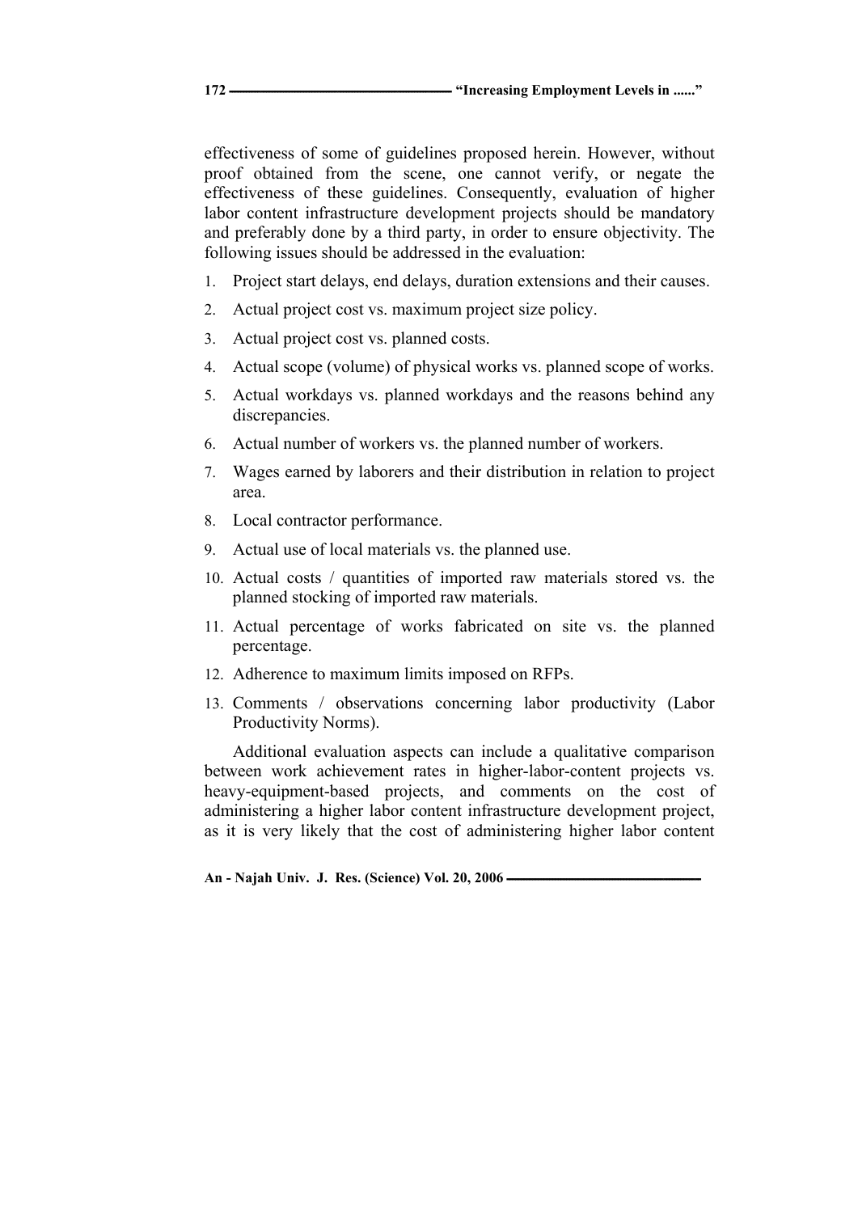effectiveness of some of guidelines proposed herein. However, without proof obtained from the scene, one cannot verify, or negate the effectiveness of these guidelines. Consequently, evaluation of higher labor content infrastructure development projects should be mandatory and preferably done by a third party, in order to ensure objectivity. The following issues should be addressed in the evaluation:

1. Project start delays, end delays, duration extensions and their causes.
2. Actual project cost vs. maximum project size policy.
3. Actual project cost vs. planned costs.
4. Actual scope (volume) of physical works vs. planned scope of works.
5. Actual workdays vs. planned workdays and the reasons behind any discrepancies.
6. Actual number of workers vs. the planned number of workers.
7. Wages earned by laborers and their distribution in relation to project area.
8. Local contractor performance.
9. Actual use of local materials vs. the planned use.
10. Actual costs / quantities of imported raw materials stored vs. the planned stocking of imported raw materials.
11. Actual percentage of works fabricated on site vs. the planned percentage.
12. Adherence to maximum limits imposed on RFPs.
13. Comments / observations concerning labor productivity (Labor Productivity Norms).

Additional evaluation aspects can include a qualitative comparison between work achievement rates in higher-labor-content projects vs. heavy-equipment-based projects, and comments on the cost of administering a higher labor content infrastructure development project, as it is very likely that the cost of administering higher labor content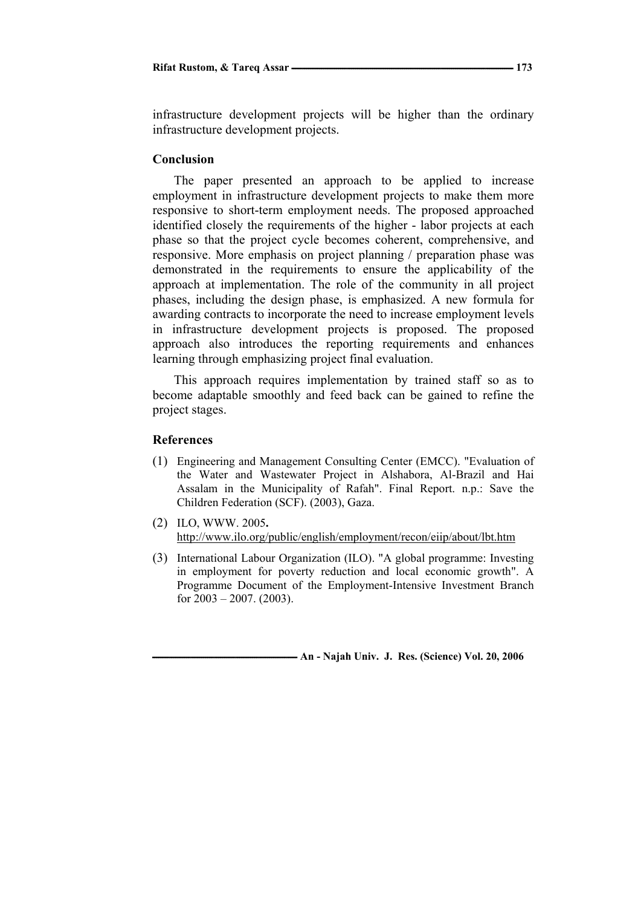infrastructure development projects will be higher than the ordinary infrastructure development projects.

### Conclusion

The paper presented an approach to be applied to increase employment in infrastructure development projects to make them more responsive to short-term employment needs. The proposed approached identified closely the requirements of the higher - labor projects at each phase so that the project cycle becomes coherent, comprehensive, and responsive. More emphasis on project planning / preparation phase was demonstrated in the requirements to ensure the applicability of the approach at implementation. The role of the community in all project phases, including the design phase, is emphasized. A new formula for awarding contracts to incorporate the need to increase employment levels in infrastructure development projects is proposed. The proposed approach also introduces the reporting requirements and enhances learning through emphasizing project final evaluation.

This approach requires implementation by trained staff so as to become adaptable smoothly and feed back can be gained to refine the project stages.

### References

(1) Engineering and Management Consulting Center (EMCC). "Evaluation of the Water and Wastewater Project in Alshabora, Al-Brazil and Hai Assalam in the Municipality of Rafah". Final Report. n.p.: Save the Children Federation (SCF). (2003), Gaza.

(2) ILO, WWW. 2005**.** http://www.ilo.org/public/english/employment/recon/eiip/about/lbt.htm

(3) International Labour Organization (ILO). "A global programme: Investing in employment for poverty reduction and local economic growth". A Programme Document of the Employment-Intensive Investment Branch for 2003 – 2007. (2003).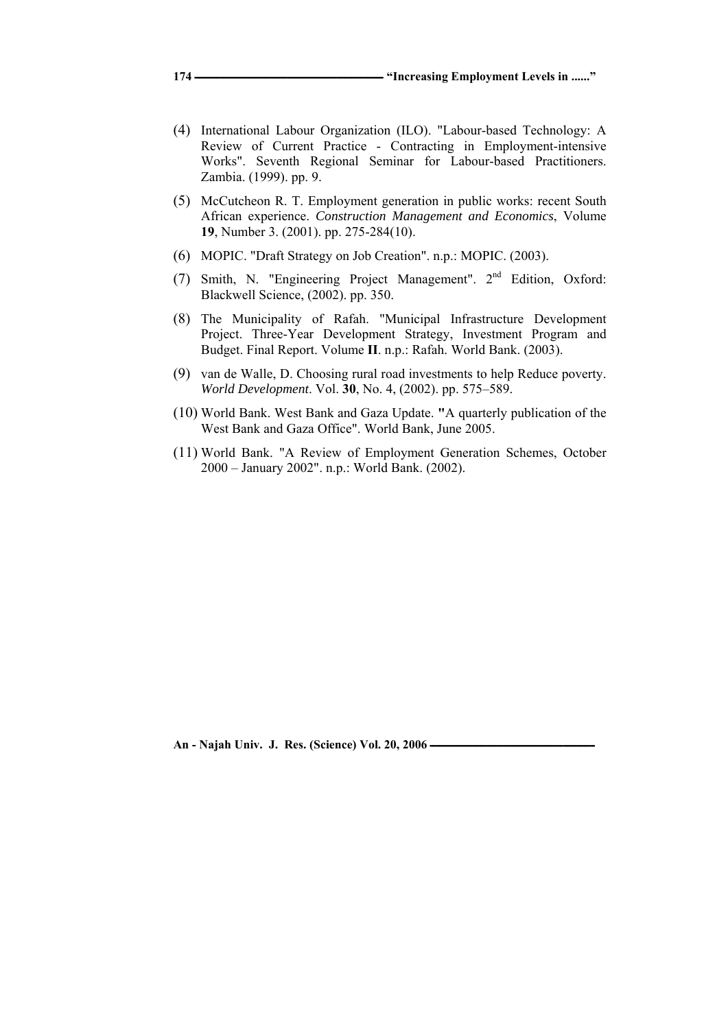(4) International Labour Organization (ILO). "Labour-based Technology: A Review of Current Practice - Contracting in Employment-intensive Works". Seventh Regional Seminar for Labour-based Practitioners. Zambia. (1999). pp. 9.

(5) McCutcheon R. T. Employment generation in public works: recent South African experience. *Construction Management and Economics*, Volume **19**, Number 3. (2001). pp. 275-284(10).

(6) MOPIC. "Draft Strategy on Job Creation". n.p.: MOPIC. (2003).

(7) Smith, N. "Engineering Project Management". 2nd Edition, Oxford: Blackwell Science, (2002). pp. 350.

(8) The Municipality of Rafah. "Municipal Infrastructure Development Project. Three-Year Development Strategy, Investment Program and Budget. Final Report. Volume **II**. n.p.: Rafah. World Bank. (2003).

(9) van de Walle, D. Choosing rural road investments to help Reduce poverty. *World Development*. Vol. **30**, No. 4, (2002). pp. 575–589.

(10) World Bank. West Bank and Gaza Update. **"**A quarterly publication of the West Bank and Gaza Office". World Bank, June 2005.

(11) World Bank. "A Review of Employment Generation Schemes, October 2000 – January 2002". n.p.: World Bank. (2002).